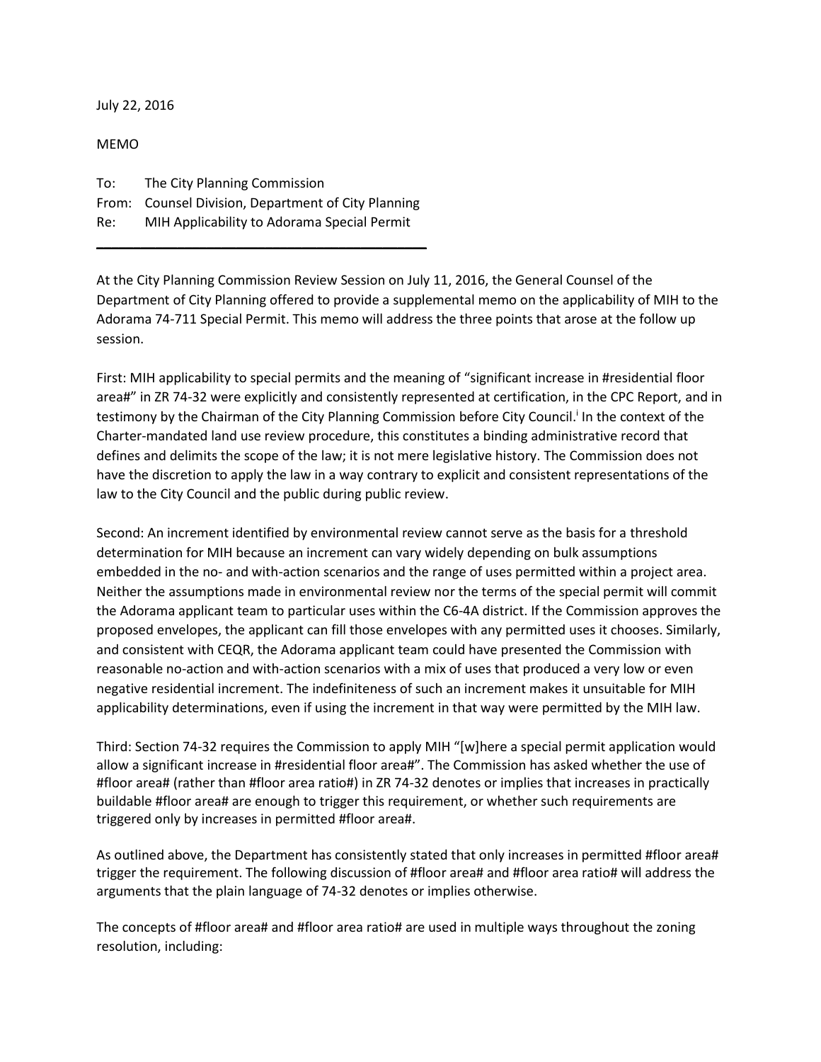July 22, 2016

MEMO

To: The City Planning Commission
From: Counsel Division, Department of City Planning
Re: MIH Applicability to Adorama Special Permit

---

At the City Planning Commission Review Session on July 11, 2016, the General Counsel of the Department of City Planning offered to provide a supplemental memo on the applicability of MIH to the Adorama 74-711 Special Permit. This memo will address the three points that arose at the follow up session.

First: MIH applicability to special permits and the meaning of "significant increase in #residential floor area#" in ZR 74-32 were explicitly and consistently represented at certification, in the CPC Report, and in testimony by the Chairman of the City Planning Commission before City Council.[i] In the context of the Charter-mandated land use review procedure, this constitutes a binding administrative record that defines and delimits the scope of the law; it is not mere legislative history. The Commission does not have the discretion to apply the law in a way contrary to explicit and consistent representations of the law to the City Council and the public during public review.

Second: An increment identified by environmental review cannot serve as the basis for a threshold determination for MIH because an increment can vary widely depending on bulk assumptions embedded in the no- and with-action scenarios and the range of uses permitted within a project area. Neither the assumptions made in environmental review nor the terms of the special permit will commit the Adorama applicant team to particular uses within the C6-4A district. If the Commission approves the proposed envelopes, the applicant can fill those envelopes with any permitted uses it chooses. Similarly, and consistent with CEQR, the Adorama applicant team could have presented the Commission with reasonable no-action and with-action scenarios with a mix of uses that produced a very low or even negative residential increment. The indefiniteness of such an increment makes it unsuitable for MIH applicability determinations, even if using the increment in that way were permitted by the MIH law.

Third: Section 74-32 requires the Commission to apply MIH "[w]here a special permit application would allow a significant increase in #residential floor area#". The Commission has asked whether the use of #floor area# (rather than #floor area ratio#) in ZR 74-32 denotes or implies that increases in practically buildable #floor area# are enough to trigger this requirement, or whether such requirements are triggered only by increases in permitted #floor area#.

As outlined above, the Department has consistently stated that only increases in permitted #floor area# trigger the requirement. The following discussion of #floor area# and #floor area ratio# will address the arguments that the plain language of 74-32 denotes or implies otherwise.

The concepts of #floor area# and #floor area ratio# are used in multiple ways throughout the zoning resolution, including: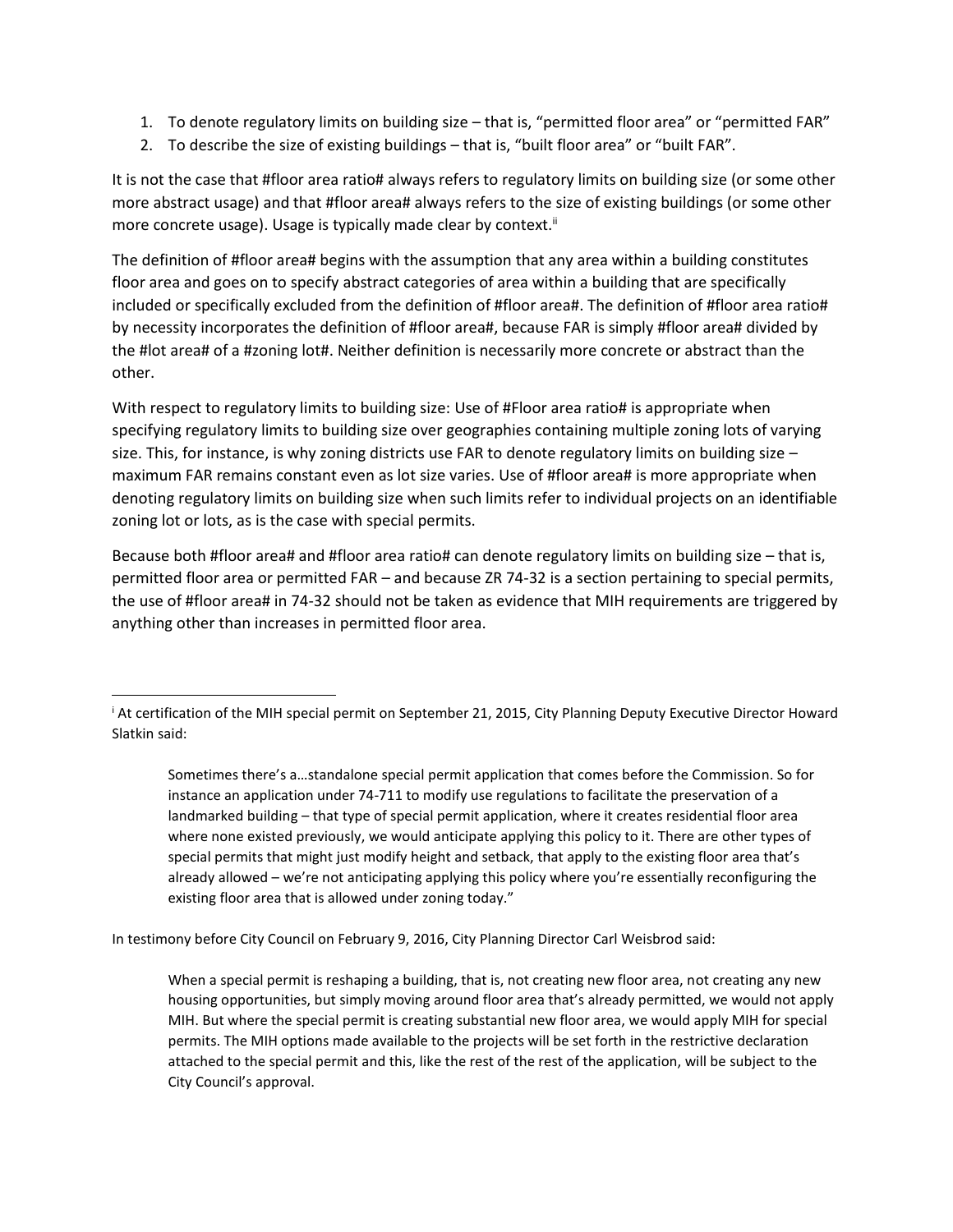1. To denote regulatory limits on building size – that is, "permitted floor area" or "permitted FAR"
2. To describe the size of existing buildings – that is, "built floor area" or "built FAR".

It is not the case that #floor area ratio# always refers to regulatory limits on building size (or some other more abstract usage) and that #floor area# always refers to the size of existing buildings (or some other more concrete usage). Usage is typically made clear by context.[ii]

The definition of #floor area# begins with the assumption that any area within a building constitutes floor area and goes on to specify abstract categories of area within a building that are specifically included or specifically excluded from the definition of #floor area#. The definition of #floor area ratio# by necessity incorporates the definition of #floor area#, because FAR is simply #floor area# divided by the #lot area# of a #zoning lot#. Neither definition is necessarily more concrete or abstract than the other.

With respect to regulatory limits to building size: Use of #Floor area ratio# is appropriate when specifying regulatory limits to building size over geographies containing multiple zoning lots of varying size. This, for instance, is why zoning districts use FAR to denote regulatory limits on building size – maximum FAR remains constant even as lot size varies. Use of #floor area# is more appropriate when denoting regulatory limits on building size when such limits refer to individual projects on an identifiable zoning lot or lots, as is the case with special permits.

Because both #floor area# and #floor area ratio# can denote regulatory limits on building size – that is, permitted floor area or permitted FAR – and because ZR 74-32 is a section pertaining to special permits, the use of #floor area# in 74-32 should not be taken as evidence that MIH requirements are triggered by anything other than increases in permitted floor area.

---

[i] At certification of the MIH special permit on September 21, 2015, City Planning Deputy Executive Director Howard Slatkin said:

> Sometimes there's a…standalone special permit application that comes before the Commission. So for instance an application under 74-711 to modify use regulations to facilitate the preservation of a landmarked building – that type of special permit application, where it creates residential floor area where none existed previously, we would anticipate applying this policy to it. There are other types of special permits that might just modify height and setback, that apply to the existing floor area that's already allowed – we're not anticipating applying this policy where you're essentially reconfiguring the existing floor area that is allowed under zoning today."

In testimony before City Council on February 9, 2016, City Planning Director Carl Weisbrod said:

> When a special permit is reshaping a building, that is, not creating new floor area, not creating any new housing opportunities, but simply moving around floor area that's already permitted, we would not apply MIH. But where the special permit is creating substantial new floor area, we would apply MIH for special permits. The MIH options made available to the projects will be set forth in the restrictive declaration attached to the special permit and this, like the rest of the rest of the application, will be subject to the City Council's approval.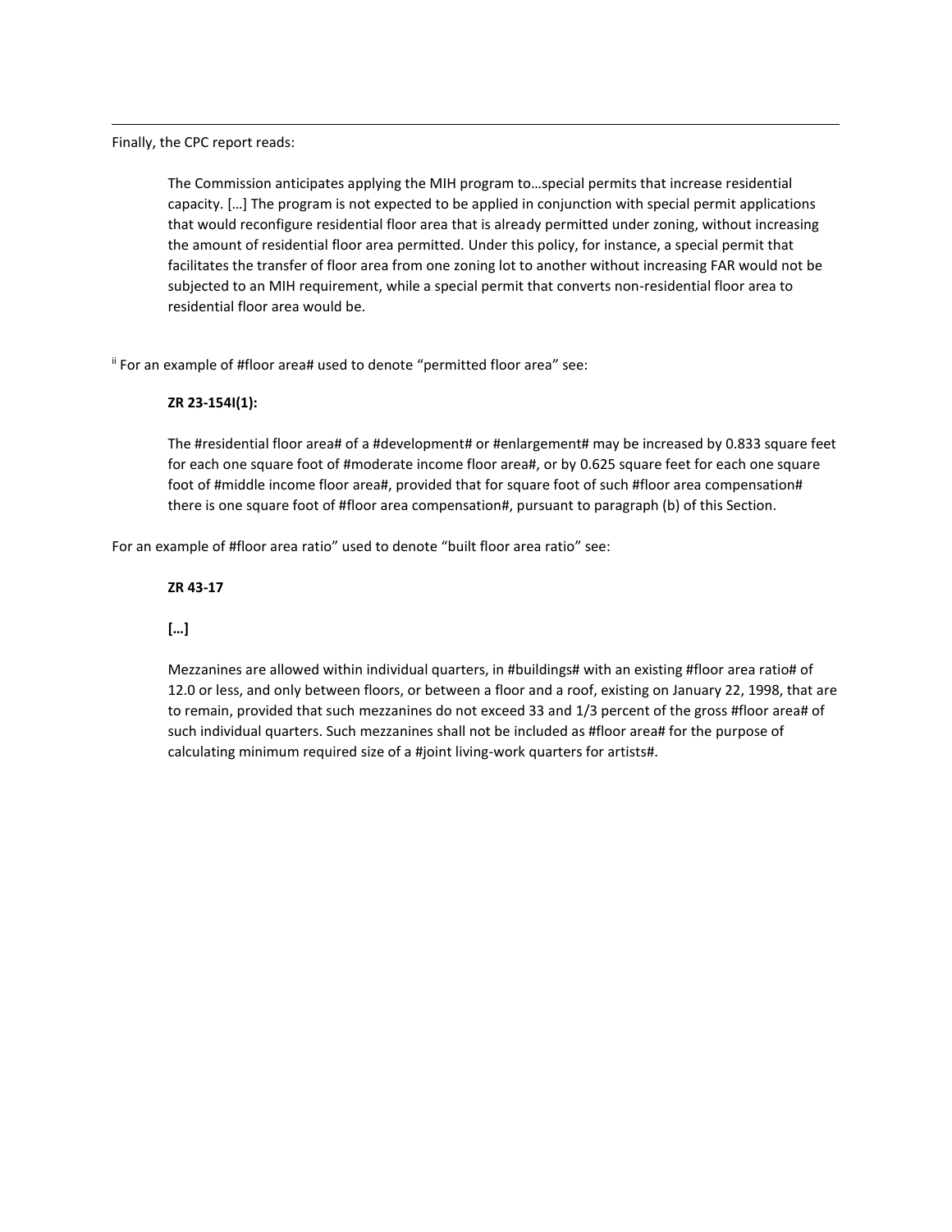Finally, the CPC report reads:

> The Commission anticipates applying the MIH program to…special permits that increase residential capacity. […] The program is not expected to be applied in conjunction with special permit applications that would reconfigure residential floor area that is already permitted under zoning, without increasing the amount of residential floor area permitted. Under this policy, for instance, a special permit that facilitates the transfer of floor area from one zoning lot to another without increasing FAR would not be subjected to an MIH requirement, while a special permit that converts non-residential floor area to residential floor area would be.

[ii] For an example of #floor area# used to denote "permitted floor area" see:

> **ZR 23-154I(1):**
>
> The #residential floor area# of a #development# or #enlargement# may be increased by 0.833 square feet for each one square foot of #moderate income floor area#, or by 0.625 square feet for each one square foot of #middle income floor area#, provided that for square foot of such #floor area compensation# there is one square foot of #floor area compensation#, pursuant to paragraph (b) of this Section.

For an example of #floor area ratio" used to denote "built floor area ratio" see:

> **ZR 43-17**
>
> **[…]**
>
> Mezzanines are allowed within individual quarters, in #buildings# with an existing #floor area ratio# of 12.0 or less, and only between floors, or between a floor and a roof, existing on January 22, 1998, that are to remain, provided that such mezzanines do not exceed 33 and 1/3 percent of the gross #floor area# of such individual quarters. Such mezzanines shall not be included as #floor area# for the purpose of calculating minimum required size of a #joint living-work quarters for artists#.